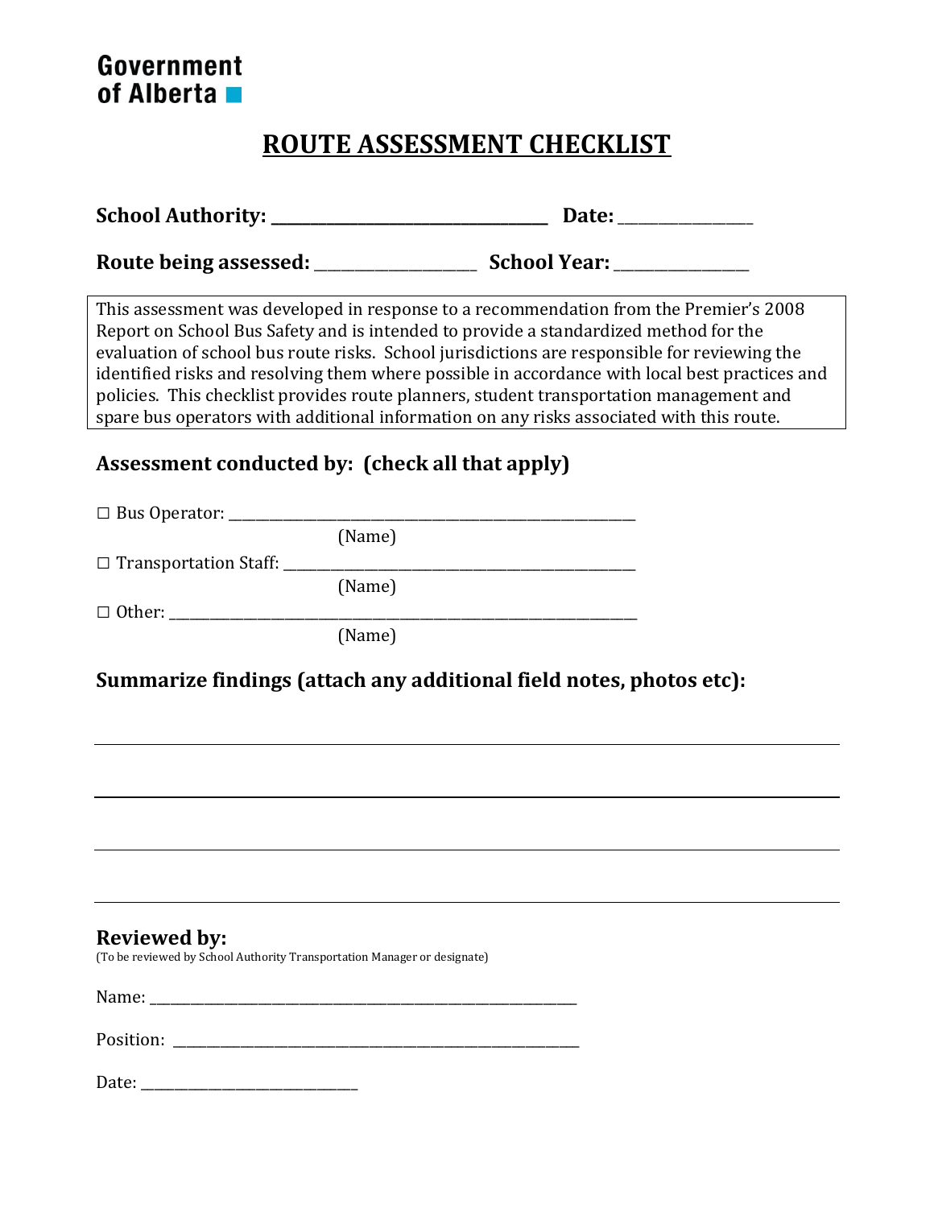Government of Alberta

# ROUTE ASSESSMENT CHECKLIST

**School Authority: ___________________________________ Date: __________________**

**Route being assessed: ______________________ School Year: _________________**

This assessment was developed in response to a recommendation from the Premier's 2008 Report on School Bus Safety and is intended to provide a standardized method for the evaluation of school bus route risks. School jurisdictions are responsible for reviewing the identified risks and resolving them where possible in accordance with local best practices and policies. This checklist provides route planners, student transportation management and spare bus operators with additional information on any risks associated with this route.

## Assessment conducted by: (check all that apply)

☐ Bus Operator: ____________________________________________________________
(Name)

☐ Transportation Staff: ______________________________________________________
(Name)

☐ Other: __________________________________________________________________
(Name)

## Summarize findings (attach any additional field notes, photos etc):

_______________________________________________________________________________

_______________________________________________________________________________

_______________________________________________________________________________

_______________________________________________________________________________

## Reviewed by:

(To be reviewed by School Authority Transportation Manager or designate)

Name: __________________________________________________________________

Position: _______________________________________________________________

Date: _________________________________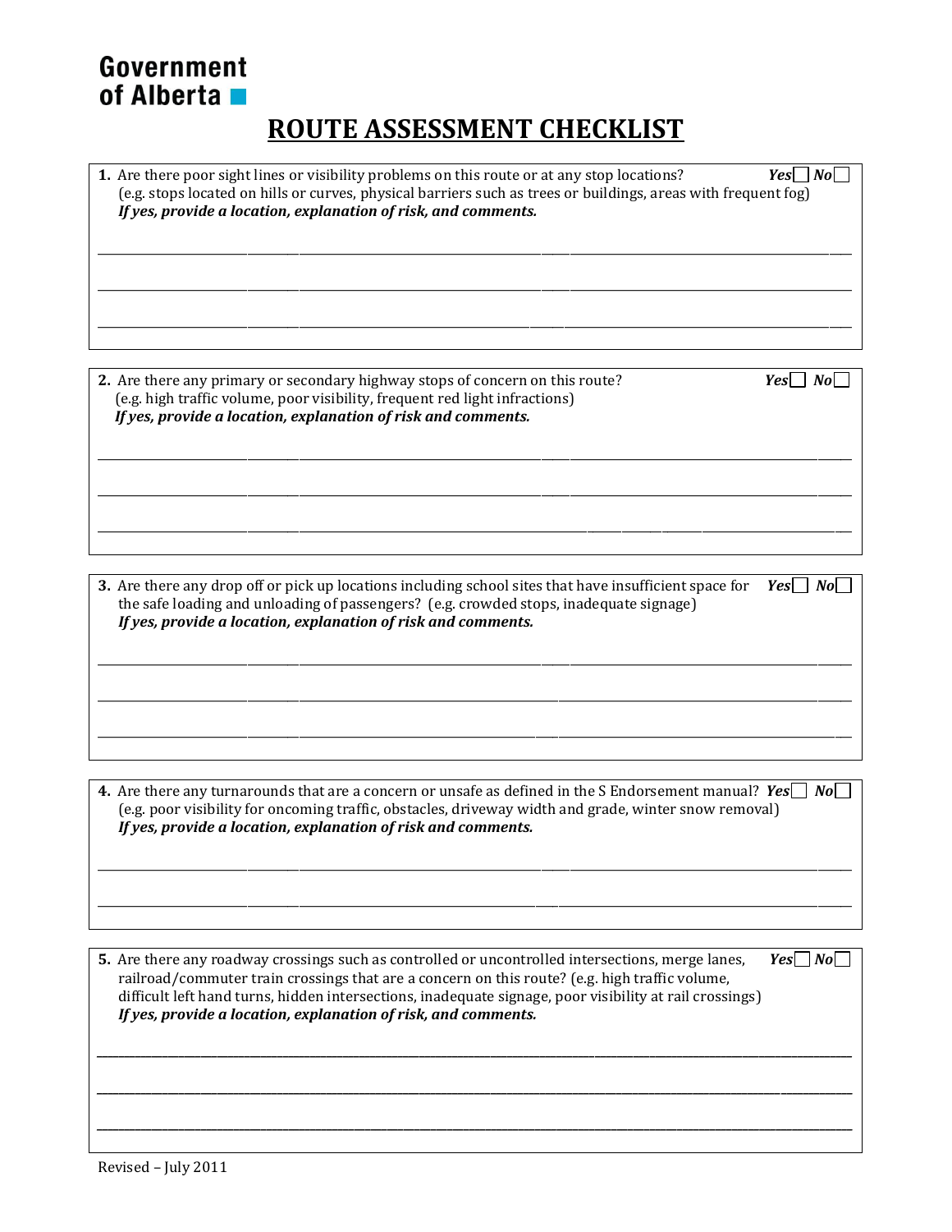**Government of Alberta**

# ROUTE ASSESSMENT CHECKLIST

**1.** Are there poor sight lines or visibility problems on this route or at any stop locations? ***Yes*** ☐ ***No*** ☐
(e.g. stops located on hills or curves, physical barriers such as trees or buildings, areas with frequent fog)
***If yes, provide a location, explanation of risk, and comments.***

\_\_\_\_\_\_\_\_\_\_\_\_\_\_\_\_\_\_\_\_\_\_\_\_\_\_\_\_\_\_\_\_\_\_\_\_\_\_\_\_\_\_\_\_\_\_\_\_\_\_\_\_\_\_\_\_\_\_\_\_

\_\_\_\_\_\_\_\_\_\_\_\_\_\_\_\_\_\_\_\_\_\_\_\_\_\_\_\_\_\_\_\_\_\_\_\_\_\_\_\_\_\_\_\_\_\_\_\_\_\_\_\_\_\_\_\_\_\_\_\_

\_\_\_\_\_\_\_\_\_\_\_\_\_\_\_\_\_\_\_\_\_\_\_\_\_\_\_\_\_\_\_\_\_\_\_\_\_\_\_\_\_\_\_\_\_\_\_\_\_\_\_\_\_\_\_\_\_\_\_\_

**2.** Are there any primary or secondary highway stops of concern on this route? ***Yes*** ☐ ***No*** ☐
(e.g. high traffic volume, poor visibility, frequent red light infractions)
***If yes, provide a location, explanation of risk and comments.***

\_\_\_\_\_\_\_\_\_\_\_\_\_\_\_\_\_\_\_\_\_\_\_\_\_\_\_\_\_\_\_\_\_\_\_\_\_\_\_\_\_\_\_\_\_\_\_\_\_\_\_\_\_\_\_\_\_\_\_\_

\_\_\_\_\_\_\_\_\_\_\_\_\_\_\_\_\_\_\_\_\_\_\_\_\_\_\_\_\_\_\_\_\_\_\_\_\_\_\_\_\_\_\_\_\_\_\_\_\_\_\_\_\_\_\_\_\_\_\_\_

\_\_\_\_\_\_\_\_\_\_\_\_\_\_\_\_\_\_\_\_\_\_\_\_\_\_\_\_\_\_\_\_\_\_\_\_\_\_\_\_\_\_\_\_\_\_\_\_\_\_\_\_\_\_\_\_\_\_\_\_

**3.** Are there any drop off or pick up locations including school sites that have insufficient space for the safe loading and unloading of passengers? (e.g. crowded stops, inadequate signage) ***Yes*** ☐ ***No*** ☐
***If yes, provide a location, explanation of risk and comments.***

\_\_\_\_\_\_\_\_\_\_\_\_\_\_\_\_\_\_\_\_\_\_\_\_\_\_\_\_\_\_\_\_\_\_\_\_\_\_\_\_\_\_\_\_\_\_\_\_\_\_\_\_\_\_\_\_\_\_\_\_

\_\_\_\_\_\_\_\_\_\_\_\_\_\_\_\_\_\_\_\_\_\_\_\_\_\_\_\_\_\_\_\_\_\_\_\_\_\_\_\_\_\_\_\_\_\_\_\_\_\_\_\_\_\_\_\_\_\_\_\_

\_\_\_\_\_\_\_\_\_\_\_\_\_\_\_\_\_\_\_\_\_\_\_\_\_\_\_\_\_\_\_\_\_\_\_\_\_\_\_\_\_\_\_\_\_\_\_\_\_\_\_\_\_\_\_\_\_\_\_\_

**4.** Are there any turnarounds that are a concern or unsafe as defined in the S Endorsement manual? ***Yes*** ☐ ***No*** ☐
(e.g. poor visibility for oncoming traffic, obstacles, driveway width and grade, winter snow removal)
***If yes, provide a location, explanation of risk and comments.***

\_\_\_\_\_\_\_\_\_\_\_\_\_\_\_\_\_\_\_\_\_\_\_\_\_\_\_\_\_\_\_\_\_\_\_\_\_\_\_\_\_\_\_\_\_\_\_\_\_\_\_\_\_\_\_\_\_\_\_\_

\_\_\_\_\_\_\_\_\_\_\_\_\_\_\_\_\_\_\_\_\_\_\_\_\_\_\_\_\_\_\_\_\_\_\_\_\_\_\_\_\_\_\_\_\_\_\_\_\_\_\_\_\_\_\_\_\_\_\_\_

**5.** Are there any roadway crossings such as controlled or uncontrolled intersections, merge lanes, railroad/commuter train crossings that are a concern on this route? (e.g. high traffic volume, difficult left hand turns, hidden intersections, inadequate signage, poor visibility at rail crossings) ***Yes*** ☐ ***No*** ☐
***If yes, provide a location, explanation of risk, and comments.***

\_\_\_\_\_\_\_\_\_\_\_\_\_\_\_\_\_\_\_\_\_\_\_\_\_\_\_\_\_\_\_\_\_\_\_\_\_\_\_\_\_\_\_\_\_\_\_\_\_\_\_\_\_\_\_\_\_\_\_\_

\_\_\_\_\_\_\_\_\_\_\_\_\_\_\_\_\_\_\_\_\_\_\_\_\_\_\_\_\_\_\_\_\_\_\_\_\_\_\_\_\_\_\_\_\_\_\_\_\_\_\_\_\_\_\_\_\_\_\_\_

\_\_\_\_\_\_\_\_\_\_\_\_\_\_\_\_\_\_\_\_\_\_\_\_\_\_\_\_\_\_\_\_\_\_\_\_\_\_\_\_\_\_\_\_\_\_\_\_\_\_\_\_\_\_\_\_\_\_\_\_

Revised – July 2011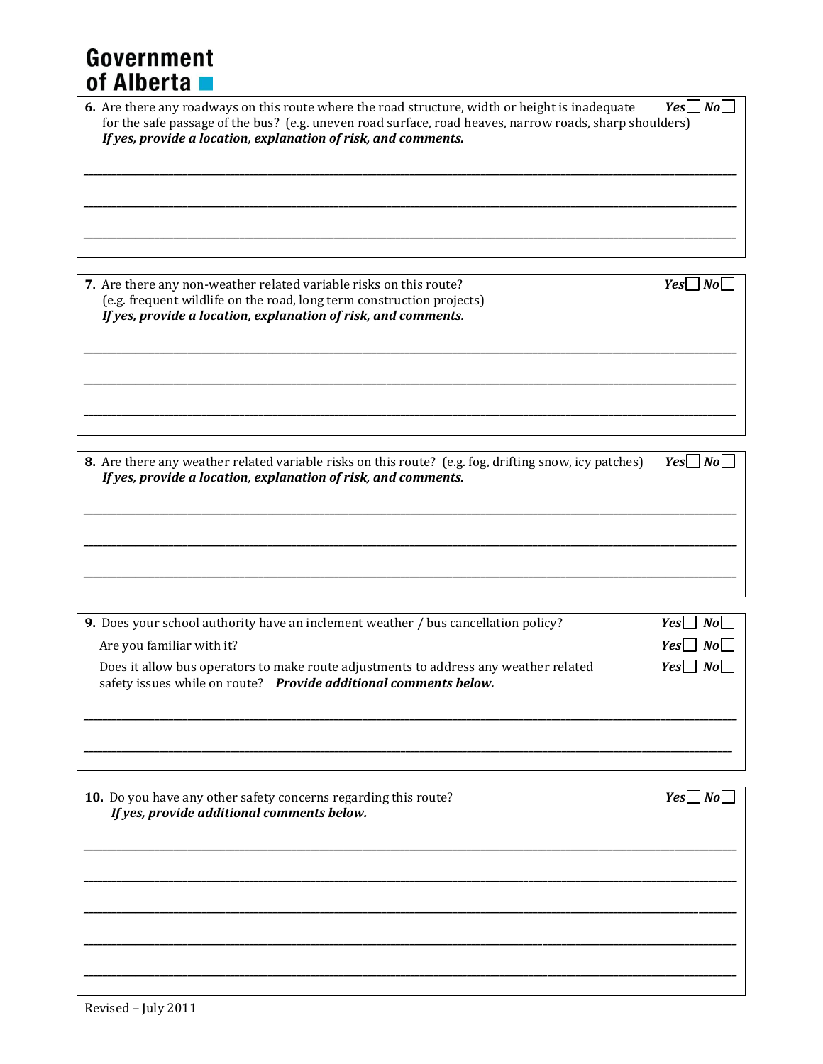**Government of Alberta**

**6.** Are there any roadways on this route where the road structure, width or height is inadequate for the safe passage of the bus? (e.g. uneven road surface, road heaves, narrow roads, sharp shoulders) ***Yes*** ☐ ***No*** ☐

***If yes, provide a location, explanation of risk, and comments.***

______________________________________________________________________________

______________________________________________________________________________

______________________________________________________________________________

**7.** Are there any non-weather related variable risks on this route? (e.g. frequent wildlife on the road, long term construction projects) ***Yes*** ☐ ***No*** ☐

***If yes, provide a location, explanation of risk, and comments.***

______________________________________________________________________________

______________________________________________________________________________

______________________________________________________________________________

**8.** Are there any weather related variable risks on this route? (e.g. fog, drifting snow, icy patches) ***Yes*** ☐ ***No*** ☐

***If yes, provide a location, explanation of risk, and comments.***

______________________________________________________________________________

______________________________________________________________________________

______________________________________________________________________________

**9.** Does your school authority have an inclement weather / bus cancellation policy? ***Yes*** ☐ ***No*** ☐

Are you familiar with it? ***Yes*** ☐ ***No*** ☐

Does it allow bus operators to make route adjustments to address any weather related safety issues while on route? ***Provide additional comments below.*** ***Yes*** ☐ ***No*** ☐

______________________________________________________________________________

______________________________________________________________________________

**10.** Do you have any other safety concerns regarding this route? ***Yes*** ☐ ***No*** ☐

***If yes, provide additional comments below.***

______________________________________________________________________________

______________________________________________________________________________

______________________________________________________________________________

______________________________________________________________________________

______________________________________________________________________________

Revised – July 2011